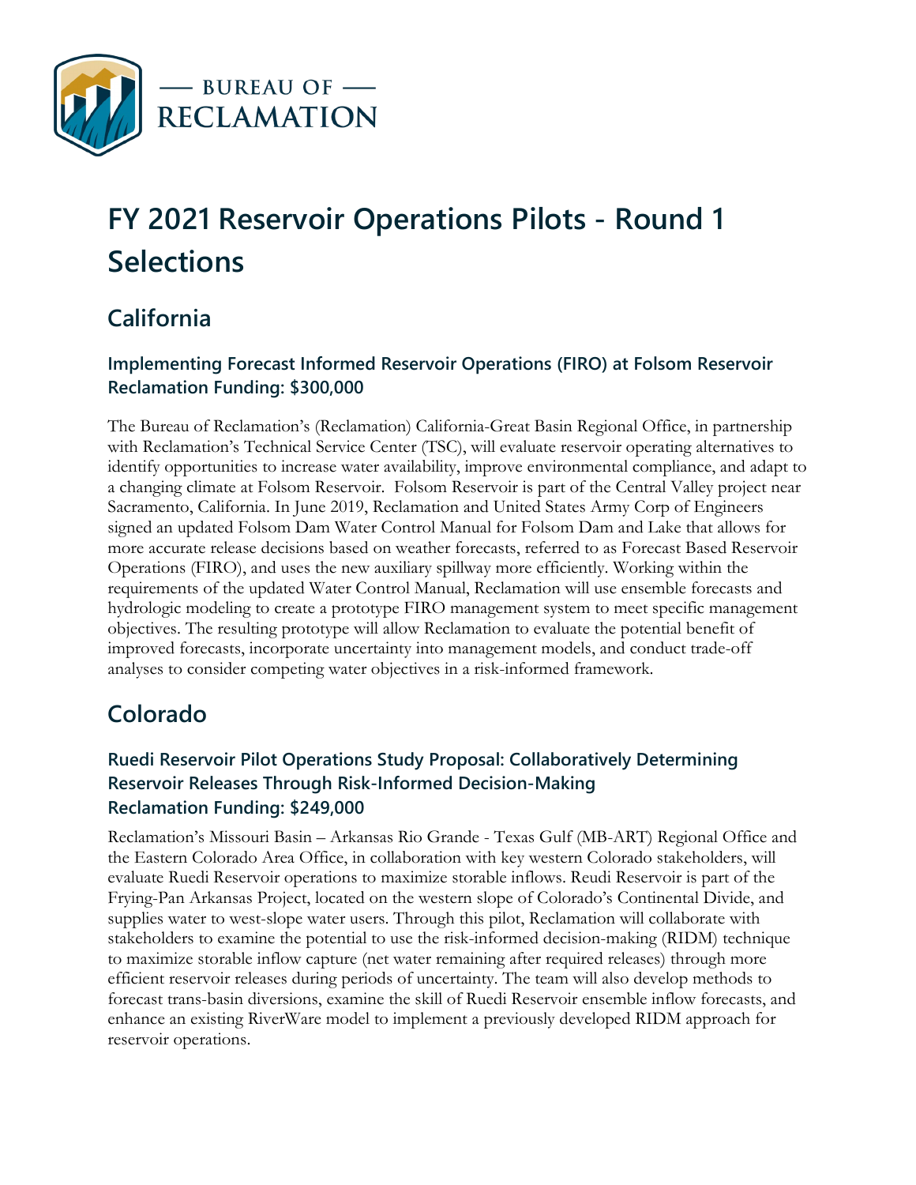BUREAU OF RECLAMATION

# FY 2021 Reservoir Operations Pilots - Round 1 Selections

## California

### Implementing Forecast Informed Reservoir Operations (FIRO) at Folsom Reservoir Reclamation Funding: $300,000

The Bureau of Reclamation's (Reclamation) California-Great Basin Regional Office, in partnership with Reclamation's Technical Service Center (TSC), will evaluate reservoir operating alternatives to identify opportunities to increase water availability, improve environmental compliance, and adapt to a changing climate at Folsom Reservoir. Folsom Reservoir is part of the Central Valley project near Sacramento, California. In June 2019, Reclamation and United States Army Corp of Engineers signed an updated Folsom Dam Water Control Manual for Folsom Dam and Lake that allows for more accurate release decisions based on weather forecasts, referred to as Forecast Based Reservoir Operations (FIRO), and uses the new auxiliary spillway more efficiently. Working within the requirements of the updated Water Control Manual, Reclamation will use ensemble forecasts and hydrologic modeling to create a prototype FIRO management system to meet specific management objectives. The resulting prototype will allow Reclamation to evaluate the potential benefit of improved forecasts, incorporate uncertainty into management models, and conduct trade-off analyses to consider competing water objectives in a risk-informed framework.

## Colorado

### Ruedi Reservoir Pilot Operations Study Proposal: Collaboratively Determining Reservoir Releases Through Risk-Informed Decision-Making Reclamation Funding: $249,000

Reclamation's Missouri Basin – Arkansas Rio Grande - Texas Gulf (MB-ART) Regional Office and the Eastern Colorado Area Office, in collaboration with key western Colorado stakeholders, will evaluate Ruedi Reservoir operations to maximize storable inflows. Reudi Reservoir is part of the Frying-Pan Arkansas Project, located on the western slope of Colorado's Continental Divide, and supplies water to west-slope water users. Through this pilot, Reclamation will collaborate with stakeholders to examine the potential to use the risk-informed decision-making (RIDM) technique to maximize storable inflow capture (net water remaining after required releases) through more efficient reservoir releases during periods of uncertainty. The team will also develop methods to forecast trans-basin diversions, examine the skill of Ruedi Reservoir ensemble inflow forecasts, and enhance an existing RiverWare model to implement a previously developed RIDM approach for reservoir operations.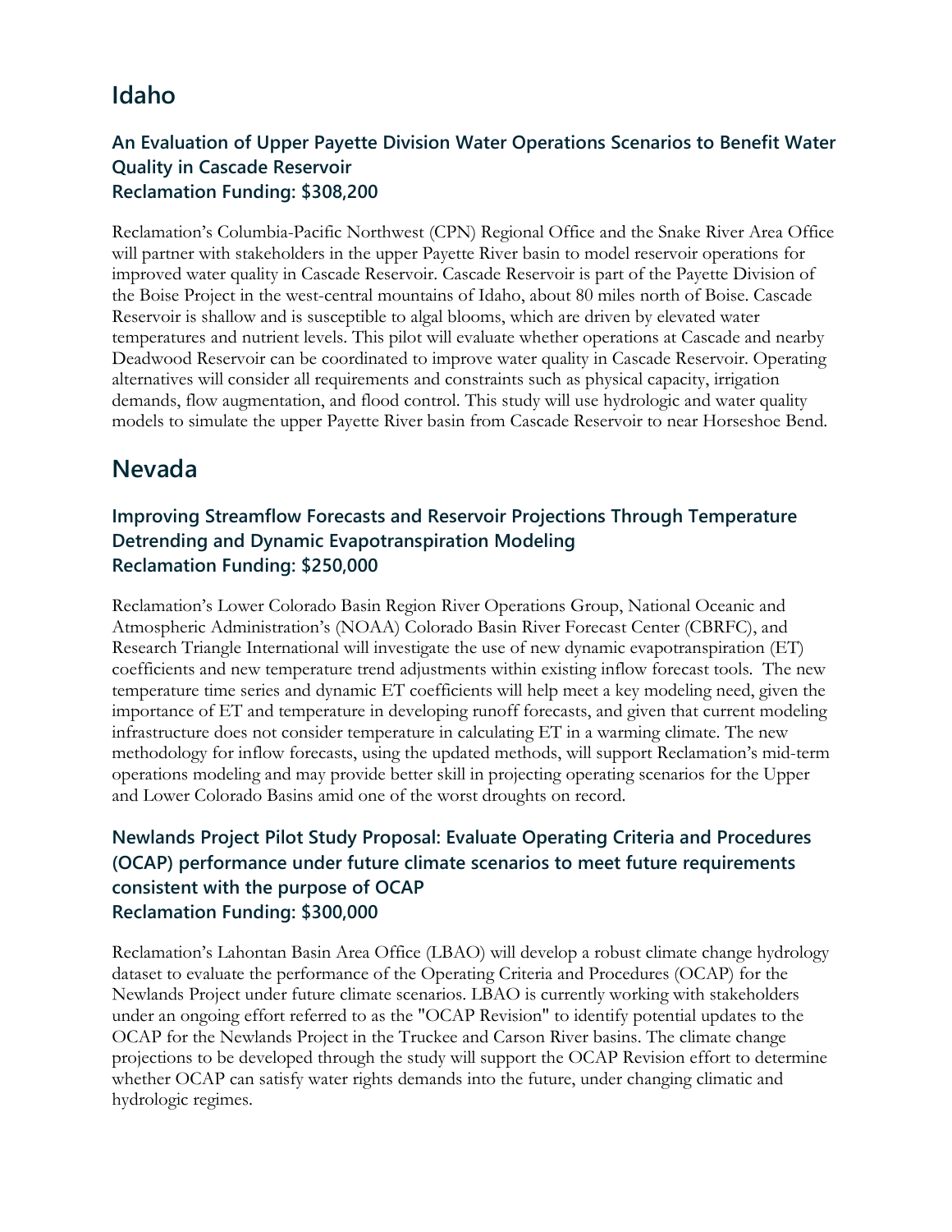## Idaho

### An Evaluation of Upper Payette Division Water Operations Scenarios to Benefit Water Quality in Cascade Reservoir
### Reclamation Funding: $308,200

Reclamation's Columbia-Pacific Northwest (CPN) Regional Office and the Snake River Area Office will partner with stakeholders in the upper Payette River basin to model reservoir operations for improved water quality in Cascade Reservoir. Cascade Reservoir is part of the Payette Division of the Boise Project in the west-central mountains of Idaho, about 80 miles north of Boise. Cascade Reservoir is shallow and is susceptible to algal blooms, which are driven by elevated water temperatures and nutrient levels. This pilot will evaluate whether operations at Cascade and nearby Deadwood Reservoir can be coordinated to improve water quality in Cascade Reservoir. Operating alternatives will consider all requirements and constraints such as physical capacity, irrigation demands, flow augmentation, and flood control. This study will use hydrologic and water quality models to simulate the upper Payette River basin from Cascade Reservoir to near Horseshoe Bend.

## Nevada

### Improving Streamflow Forecasts and Reservoir Projections Through Temperature Detrending and Dynamic Evapotranspiration Modeling
### Reclamation Funding: $250,000

Reclamation's Lower Colorado Basin Region River Operations Group, National Oceanic and Atmospheric Administration's (NOAA) Colorado Basin River Forecast Center (CBRFC), and Research Triangle International will investigate the use of new dynamic evapotranspiration (ET) coefficients and new temperature trend adjustments within existing inflow forecast tools. The new temperature time series and dynamic ET coefficients will help meet a key modeling need, given the importance of ET and temperature in developing runoff forecasts, and given that current modeling infrastructure does not consider temperature in calculating ET in a warming climate. The new methodology for inflow forecasts, using the updated methods, will support Reclamation's mid-term operations modeling and may provide better skill in projecting operating scenarios for the Upper and Lower Colorado Basins amid one of the worst droughts on record.

### Newlands Project Pilot Study Proposal: Evaluate Operating Criteria and Procedures (OCAP) performance under future climate scenarios to meet future requirements consistent with the purpose of OCAP
### Reclamation Funding: $300,000

Reclamation's Lahontan Basin Area Office (LBAO) will develop a robust climate change hydrology dataset to evaluate the performance of the Operating Criteria and Procedures (OCAP) for the Newlands Project under future climate scenarios. LBAO is currently working with stakeholders under an ongoing effort referred to as the "OCAP Revision" to identify potential updates to the OCAP for the Newlands Project in the Truckee and Carson River basins. The climate change projections to be developed through the study will support the OCAP Revision effort to determine whether OCAP can satisfy water rights demands into the future, under changing climatic and hydrologic regimes.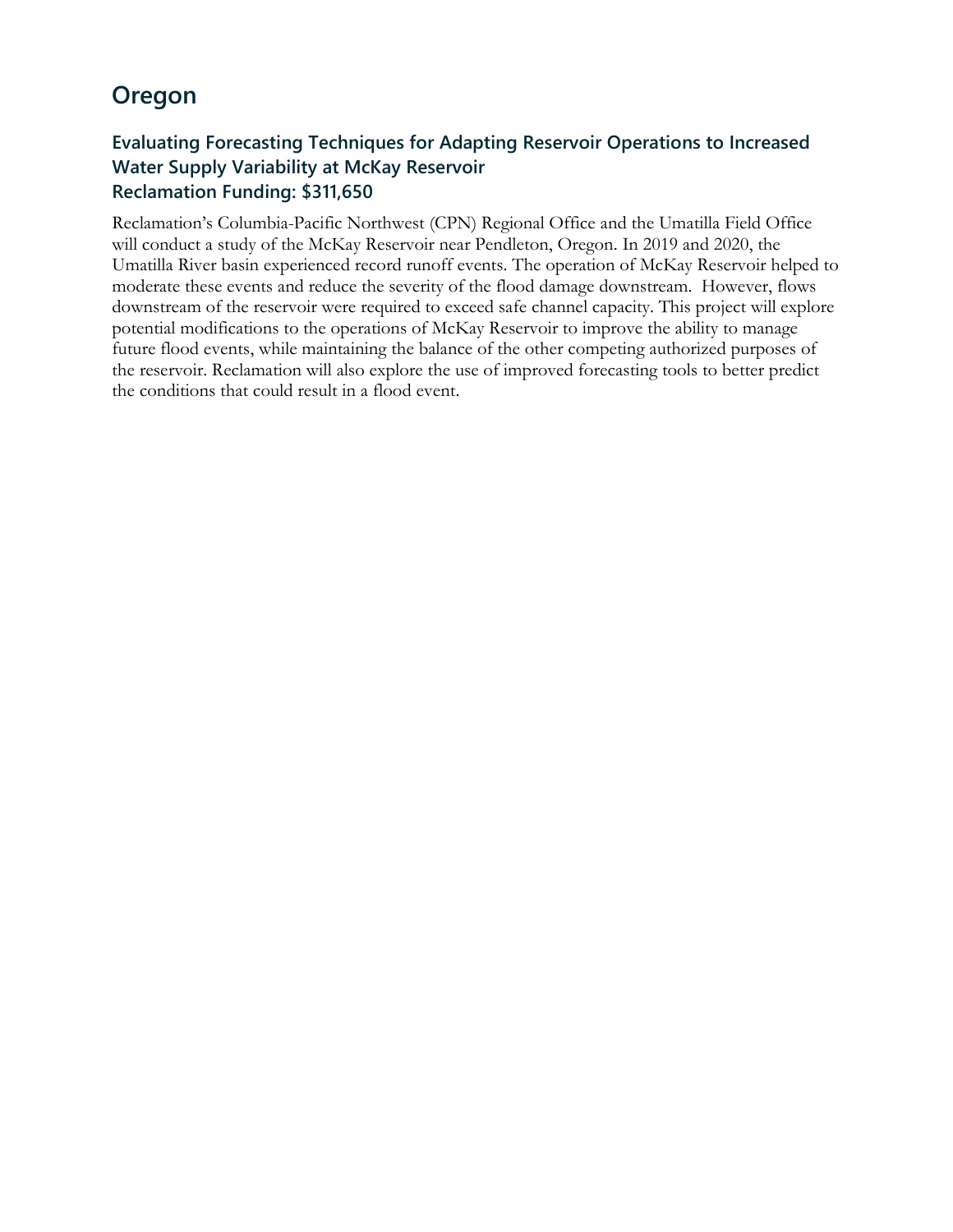# Oregon

## Evaluating Forecasting Techniques for Adapting Reservoir Operations to Increased Water Supply Variability at McKay Reservoir

## Reclamation Funding: $311,650

Reclamation's Columbia-Pacific Northwest (CPN) Regional Office and the Umatilla Field Office will conduct a study of the McKay Reservoir near Pendleton, Oregon. In 2019 and 2020, the Umatilla River basin experienced record runoff events. The operation of McKay Reservoir helped to moderate these events and reduce the severity of the flood damage downstream. However, flows downstream of the reservoir were required to exceed safe channel capacity. This project will explore potential modifications to the operations of McKay Reservoir to improve the ability to manage future flood events, while maintaining the balance of the other competing authorized purposes of the reservoir. Reclamation will also explore the use of improved forecasting tools to better predict the conditions that could result in a flood event.